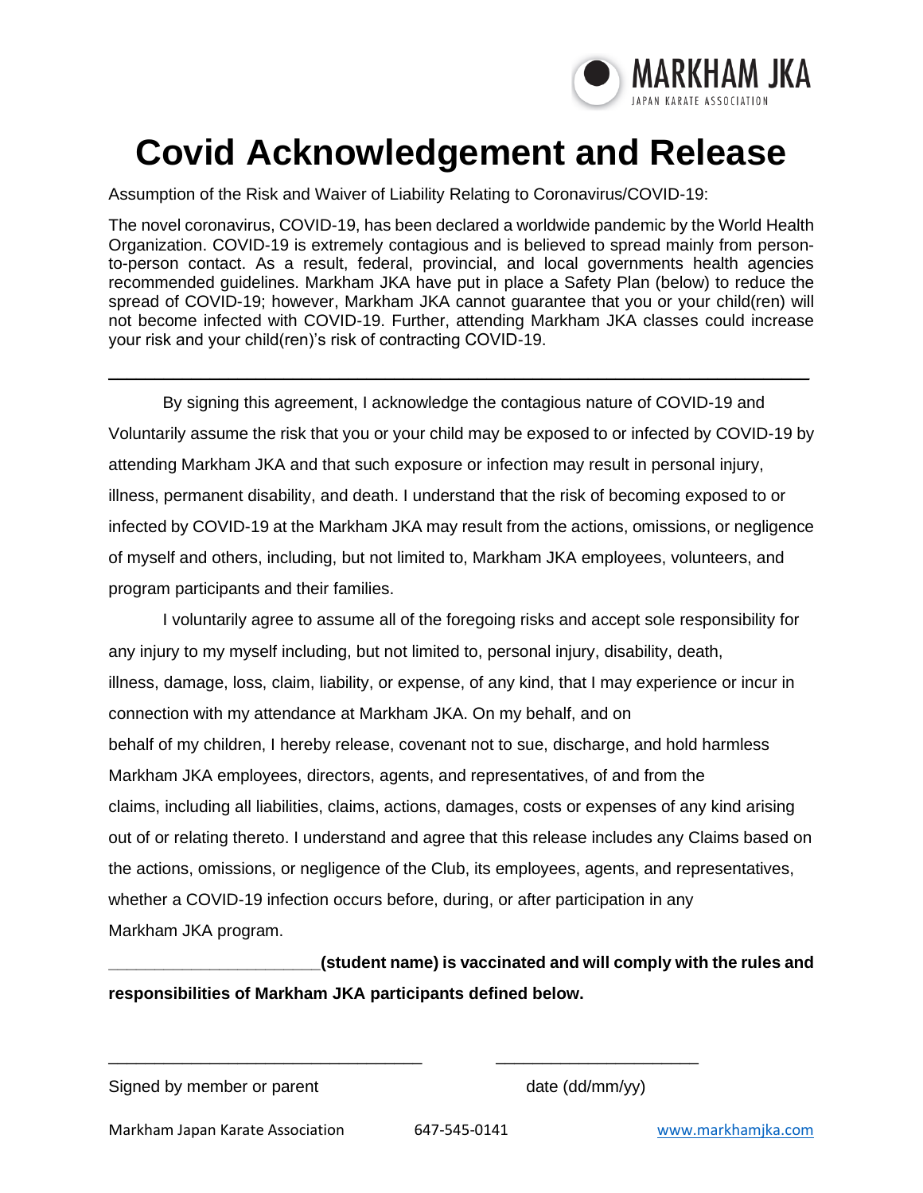MARKHAM JKA
JAPAN KARATE ASSOCIATION

# Covid Acknowledgement and Release

Assumption of the Risk and Waiver of Liability Relating to Coronavirus/COVID-19:

The novel coronavirus, COVID-19, has been declared a worldwide pandemic by the World Health Organization. COVID-19 is extremely contagious and is believed to spread mainly from person-to-person contact. As a result, federal, provincial, and local governments health agencies recommended guidelines. Markham JKA have put in place a Safety Plan (below) to reduce the spread of COVID-19; however, Markham JKA cannot guarantee that you or your child(ren) will not become infected with COVID-19. Further, attending Markham JKA classes could increase your risk and your child(ren)'s risk of contracting COVID-19.

---

By signing this agreement, I acknowledge the contagious nature of COVID-19 and Voluntarily assume the risk that you or your child may be exposed to or infected by COVID-19 by attending Markham JKA and that such exposure or infection may result in personal injury, illness, permanent disability, and death. I understand that the risk of becoming exposed to or infected by COVID-19 at the Markham JKA may result from the actions, omissions, or negligence of myself and others, including, but not limited to, Markham JKA employees, volunteers, and program participants and their families.

I voluntarily agree to assume all of the foregoing risks and accept sole responsibility for any injury to my myself including, but not limited to, personal injury, disability, death, illness, damage, loss, claim, liability, or expense, of any kind, that I may experience or incur in connection with my attendance at Markham JKA. On my behalf, and on behalf of my children, I hereby release, covenant not to sue, discharge, and hold harmless Markham JKA employees, directors, agents, and representatives, of and from the claims, including all liabilities, claims, actions, damages, costs or expenses of any kind arising out of or relating thereto. I understand and agree that this release includes any Claims based on the actions, omissions, or negligence of the Club, its employees, agents, and representatives, whether a COVID-19 infection occurs before, during, or after participation in any Markham JKA program.

**______________________(student name) is vaccinated and will comply with the rules and responsibilities of Markham JKA participants defined below.**

________________________________ ____________________

Signed by member or parent date (dd/mm/yy)

Markham Japan Karate Association 647-545-0141 www.markhamjka.com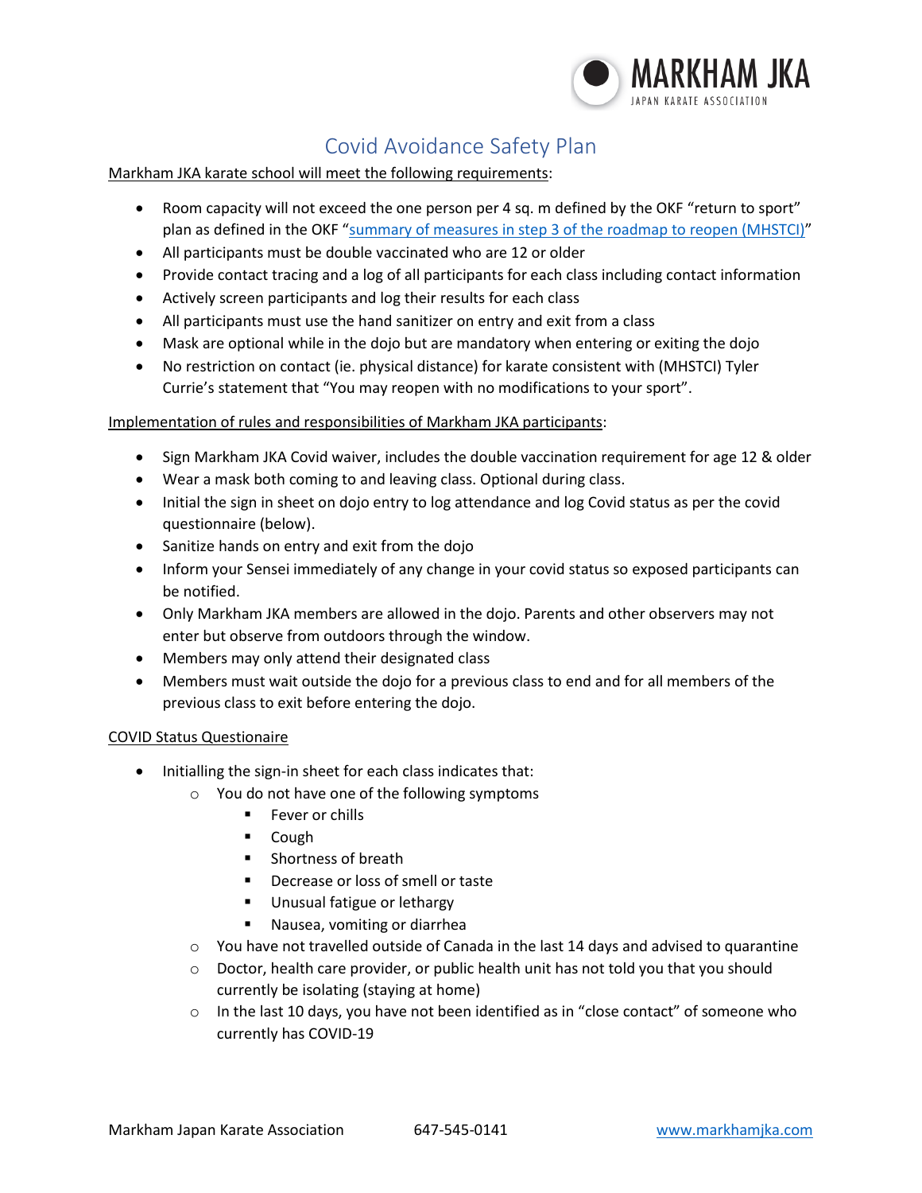MARKHAM JKA
JAPAN KARATE ASSOCIATION

# Covid Avoidance Safety Plan

Markham JKA karate school will meet the following requirements:

- Room capacity will not exceed the one person per 4 sq. m defined by the OKF "return to sport" plan as defined in the OKF "[summary of measures in step 3 of the roadmap to reopen (MHSTCI)]"
- All participants must be double vaccinated who are 12 or older
- Provide contact tracing and a log of all participants for each class including contact information
- Actively screen participants and log their results for each class
- All participants must use the hand sanitizer on entry and exit from a class
- Mask are optional while in the dojo but are mandatory when entering or exiting the dojo
- No restriction on contact (ie. physical distance) for karate consistent with (MHSTCI) Tyler Currie's statement that "You may reopen with no modifications to your sport".

Implementation of rules and responsibilities of Markham JKA participants:

- Sign Markham JKA Covid waiver, includes the double vaccination requirement for age 12 & older
- Wear a mask both coming to and leaving class. Optional during class.
- Initial the sign in sheet on dojo entry to log attendance and log Covid status as per the covid questionnaire (below).
- Sanitize hands on entry and exit from the dojo
- Inform your Sensei immediately of any change in your covid status so exposed participants can be notified.
- Only Markham JKA members are allowed in the dojo. Parents and other observers may not enter but observe from outdoors through the window.
- Members may only attend their designated class
- Members must wait outside the dojo for a previous class to end and for all members of the previous class to exit before entering the dojo.

COVID Status Questionaire

- Initialling the sign-in sheet for each class indicates that:
  - You do not have one of the following symptoms
    - Fever or chills
    - Cough
    - Shortness of breath
    - Decrease or loss of smell or taste
    - Unusual fatigue or lethargy
    - Nausea, vomiting or diarrhea
  - You have not travelled outside of Canada in the last 14 days and advised to quarantine
  - Doctor, health care provider, or public health unit has not told you that you should currently be isolating (staying at home)
  - In the last 10 days, you have not been identified as in "close contact" of someone who currently has COVID-19

Markham Japan Karate Association 647-545-0141 www.markhamjka.com